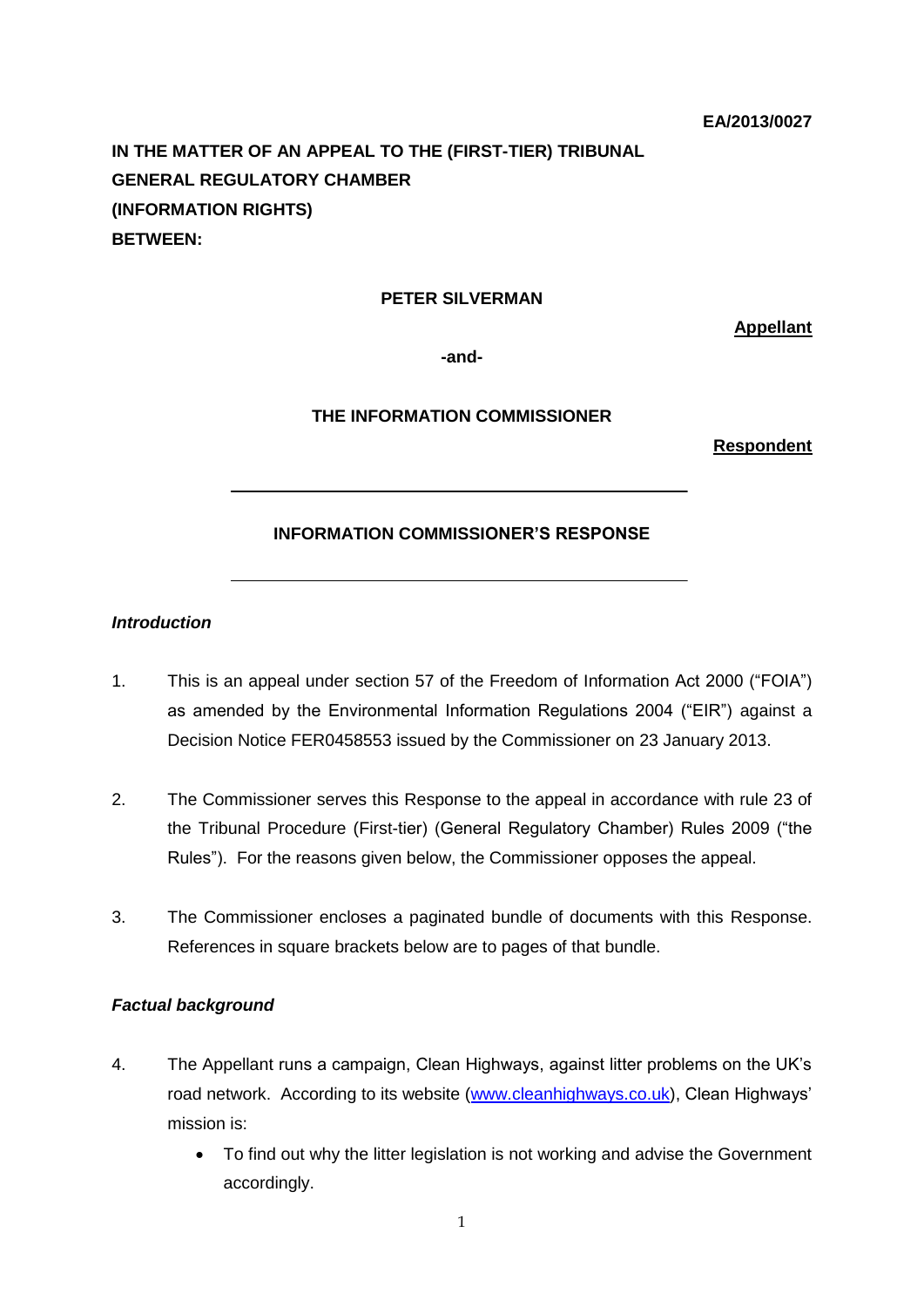**EA/2013/0027**

**IN THE MATTER OF AN APPEAL TO THE (FIRST-TIER) TRIBUNAL**
**GENERAL REGULATORY CHAMBER**
**(INFORMATION RIGHTS)**
**BETWEEN:**

**PETER SILVERMAN**

**Appellant**

**-and-**

**THE INFORMATION COMMISSIONER**

**Respondent**

---

**INFORMATION COMMISSIONER'S RESPONSE**

---

***Introduction***

1. This is an appeal under section 57 of the Freedom of Information Act 2000 ("FOIA") as amended by the Environmental Information Regulations 2004 ("EIR") against a Decision Notice FER0458553 issued by the Commissioner on 23 January 2013.

2. The Commissioner serves this Response to the appeal in accordance with rule 23 of the Tribunal Procedure (First-tier) (General Regulatory Chamber) Rules 2009 ("the Rules"). For the reasons given below, the Commissioner opposes the appeal.

3. The Commissioner encloses a paginated bundle of documents with this Response. References in square brackets below are to pages of that bundle.

***Factual background***

4. The Appellant runs a campaign, Clean Highways, against litter problems on the UK's road network. According to its website (www.cleanhighways.co.uk), Clean Highways' mission is:

   - To find out why the litter legislation is not working and advise the Government accordingly.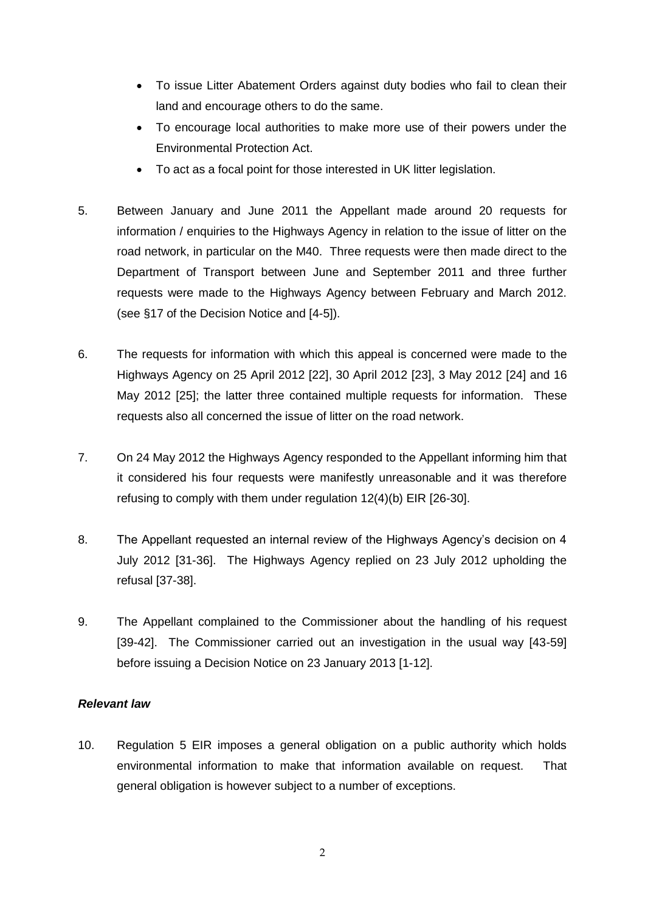- To issue Litter Abatement Orders against duty bodies who fail to clean their land and encourage others to do the same.
- To encourage local authorities to make more use of their powers under the Environmental Protection Act.
- To act as a focal point for those interested in UK litter legislation.

5. Between January and June 2011 the Appellant made around 20 requests for information / enquiries to the Highways Agency in relation to the issue of litter on the road network, in particular on the M40. Three requests were then made direct to the Department of Transport between June and September 2011 and three further requests were made to the Highways Agency between February and March 2012. (see §17 of the Decision Notice and [4-5]).

6. The requests for information with which this appeal is concerned were made to the Highways Agency on 25 April 2012 [22], 30 April 2012 [23], 3 May 2012 [24] and 16 May 2012 [25]; the latter three contained multiple requests for information. These requests also all concerned the issue of litter on the road network.

7. On 24 May 2012 the Highways Agency responded to the Appellant informing him that it considered his four requests were manifestly unreasonable and it was therefore refusing to comply with them under regulation 12(4)(b) EIR [26-30].

8. The Appellant requested an internal review of the Highways Agency's decision on 4 July 2012 [31-36]. The Highways Agency replied on 23 July 2012 upholding the refusal [37-38].

9. The Appellant complained to the Commissioner about the handling of his request [39-42]. The Commissioner carried out an investigation in the usual way [43-59] before issuing a Decision Notice on 23 January 2013 [1-12].

### *Relevant law*

10. Regulation 5 EIR imposes a general obligation on a public authority which holds environmental information to make that information available on request. That general obligation is however subject to a number of exceptions.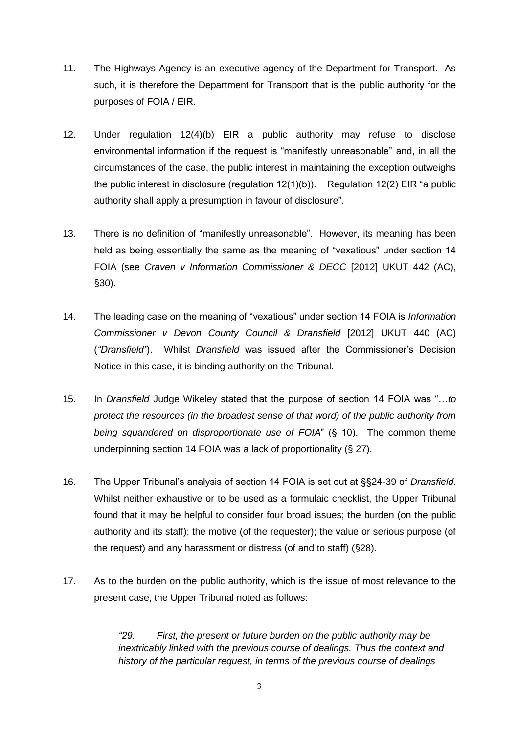11. The Highways Agency is an executive agency of the Department for Transport. As such, it is therefore the Department for Transport that is the public authority for the purposes of FOIA / EIR.

12. Under regulation 12(4)(b) EIR a public authority may refuse to disclose environmental information if the request is "manifestly unreasonable" and, in all the circumstances of the case, the public interest in maintaining the exception outweighs the public interest in disclosure (regulation 12(1)(b)). Regulation 12(2) EIR "a public authority shall apply a presumption in favour of disclosure".

13. There is no definition of "manifestly unreasonable". However, its meaning has been held as being essentially the same as the meaning of "vexatious" under section 14 FOIA (see *Craven v Information Commissioner & DECC* [2012] UKUT 442 (AC), §30).

14. The leading case on the meaning of "vexatious" under section 14 FOIA is *Information Commissioner v Devon County Council & Dransfield* [2012] UKUT 440 (AC) (*"Dransfield"*). Whilst *Dransfield* was issued after the Commissioner's Decision Notice in this case, it is binding authority on the Tribunal.

15. In *Dransfield* Judge Wikeley stated that the purpose of section 14 FOIA was "…*to protect the resources (in the broadest sense of that word) of the public authority from being squandered on disproportionate use of FOIA*" (§ 10). The common theme underpinning section 14 FOIA was a lack of proportionality (§ 27).

16. The Upper Tribunal's analysis of section 14 FOIA is set out at §§24-39 of *Dransfield*. Whilst neither exhaustive or to be used as a formulaic checklist, the Upper Tribunal found that it may be helpful to consider four broad issues; the burden (on the public authority and its staff); the motive (of the requester); the value or serious purpose (of the request) and any harassment or distress (of and to staff) (§28).

17. As to the burden on the public authority, which is the issue of most relevance to the present case, the Upper Tribunal noted as follows:

> *"29. First, the present or future burden on the public authority may be inextricably linked with the previous course of dealings. Thus the context and history of the particular request, in terms of the previous course of dealings*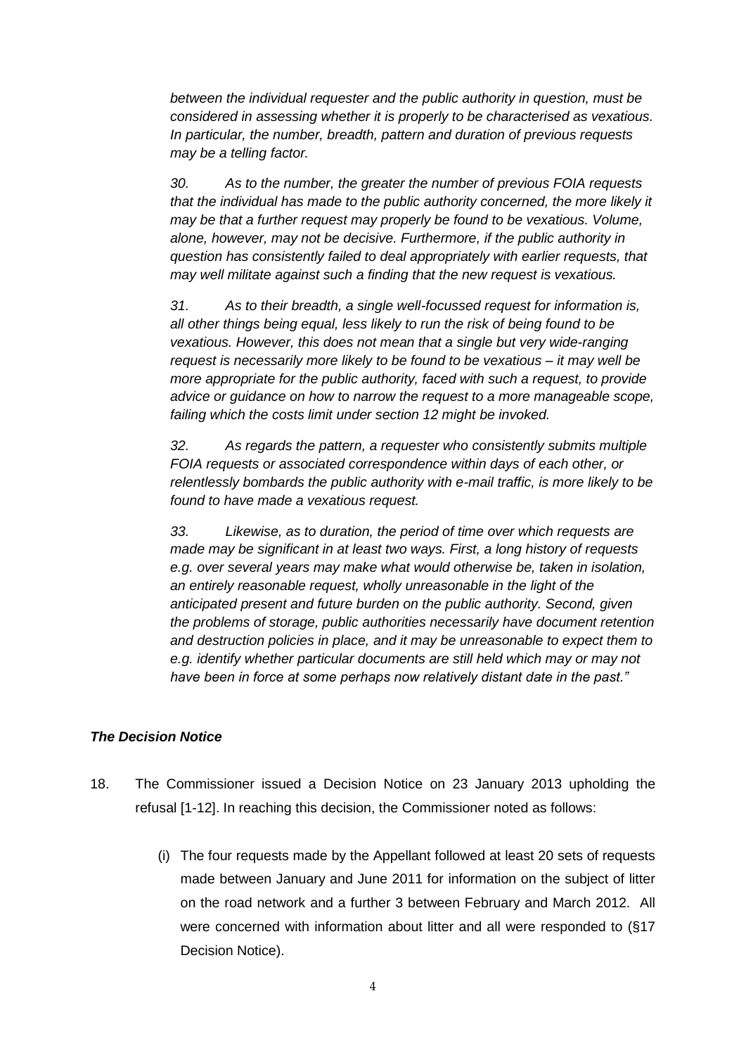*between the individual requester and the public authority in question, must be considered in assessing whether it is properly to be characterised as vexatious. In particular, the number, breadth, pattern and duration of previous requests may be a telling factor.*

*30. As to the number, the greater the number of previous FOIA requests that the individual has made to the public authority concerned, the more likely it may be that a further request may properly be found to be vexatious. Volume, alone, however, may not be decisive. Furthermore, if the public authority in question has consistently failed to deal appropriately with earlier requests, that may well militate against such a finding that the new request is vexatious.*

*31. As to their breadth, a single well-focussed request for information is, all other things being equal, less likely to run the risk of being found to be vexatious. However, this does not mean that a single but very wide-ranging request is necessarily more likely to be found to be vexatious – it may well be more appropriate for the public authority, faced with such a request, to provide advice or guidance on how to narrow the request to a more manageable scope, failing which the costs limit under section 12 might be invoked.*

*32. As regards the pattern, a requester who consistently submits multiple FOIA requests or associated correspondence within days of each other, or relentlessly bombards the public authority with e-mail traffic, is more likely to be found to have made a vexatious request.*

*33. Likewise, as to duration, the period of time over which requests are made may be significant in at least two ways. First, a long history of requests e.g. over several years may make what would otherwise be, taken in isolation, an entirely reasonable request, wholly unreasonable in the light of the anticipated present and future burden on the public authority. Second, given the problems of storage, public authorities necessarily have document retention and destruction policies in place, and it may be unreasonable to expect them to e.g. identify whether particular documents are still held which may or may not have been in force at some perhaps now relatively distant date in the past."*

### *The Decision Notice*

18. The Commissioner issued a Decision Notice on 23 January 2013 upholding the refusal [1-12]. In reaching this decision, the Commissioner noted as follows:

    (i) The four requests made by the Appellant followed at least 20 sets of requests made between January and June 2011 for information on the subject of litter on the road network and a further 3 between February and March 2012. All were concerned with information about litter and all were responded to (§17 Decision Notice).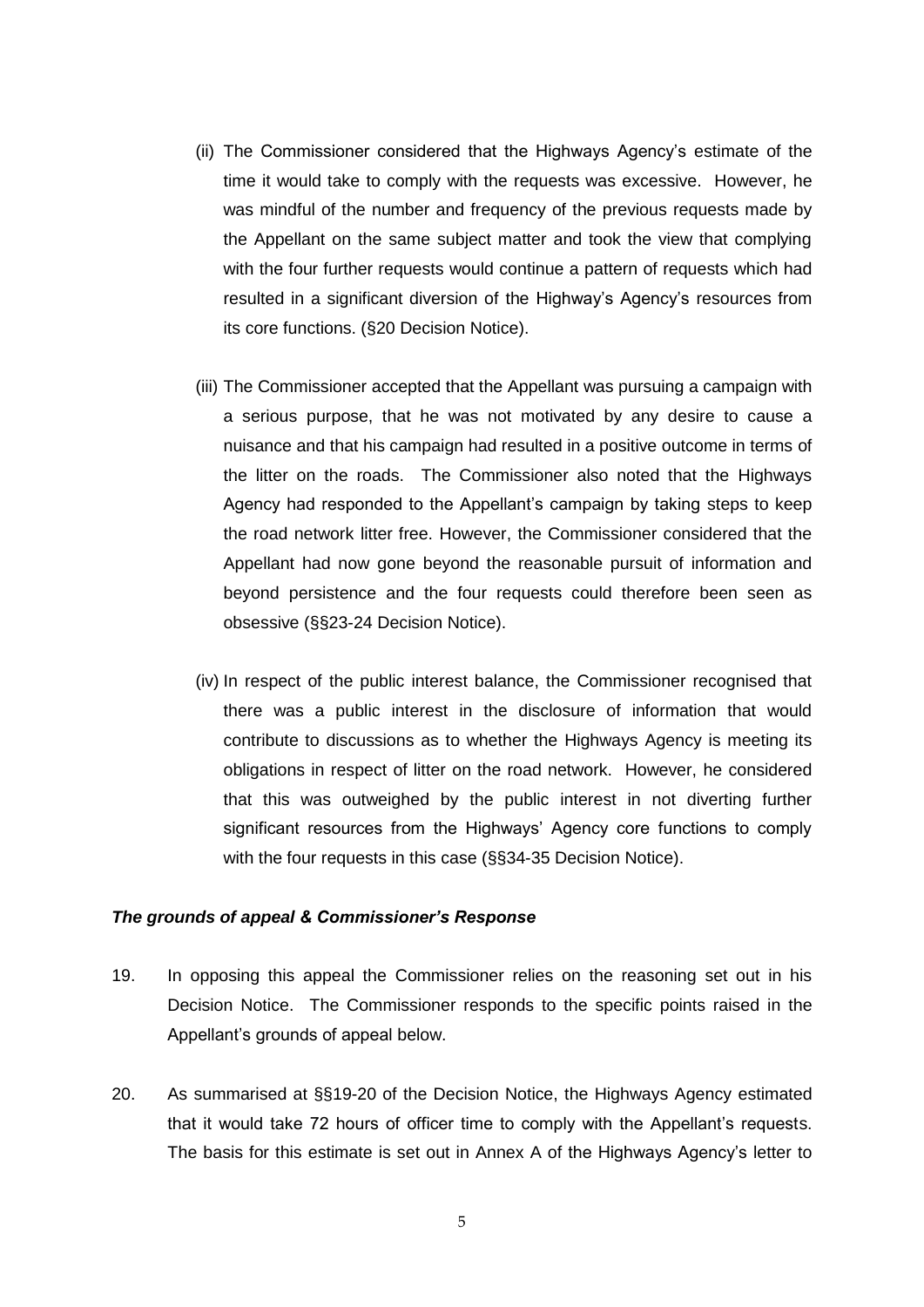(ii) The Commissioner considered that the Highways Agency's estimate of the time it would take to comply with the requests was excessive. However, he was mindful of the number and frequency of the previous requests made by the Appellant on the same subject matter and took the view that complying with the four further requests would continue a pattern of requests which had resulted in a significant diversion of the Highway's Agency's resources from its core functions. (§20 Decision Notice).

(iii) The Commissioner accepted that the Appellant was pursuing a campaign with a serious purpose, that he was not motivated by any desire to cause a nuisance and that his campaign had resulted in a positive outcome in terms of the litter on the roads. The Commissioner also noted that the Highways Agency had responded to the Appellant's campaign by taking steps to keep the road network litter free. However, the Commissioner considered that the Appellant had now gone beyond the reasonable pursuit of information and beyond persistence and the four requests could therefore been seen as obsessive (§§23-24 Decision Notice).

(iv) In respect of the public interest balance, the Commissioner recognised that there was a public interest in the disclosure of information that would contribute to discussions as to whether the Highways Agency is meeting its obligations in respect of litter on the road network. However, he considered that this was outweighed by the public interest in not diverting further significant resources from the Highways' Agency core functions to comply with the four requests in this case (§§34-35 Decision Notice).

### *The grounds of appeal & Commissioner's Response*

19. In opposing this appeal the Commissioner relies on the reasoning set out in his Decision Notice. The Commissioner responds to the specific points raised in the Appellant's grounds of appeal below.

20. As summarised at §§19-20 of the Decision Notice, the Highways Agency estimated that it would take 72 hours of officer time to comply with the Appellant's requests. The basis for this estimate is set out in Annex A of the Highways Agency's letter to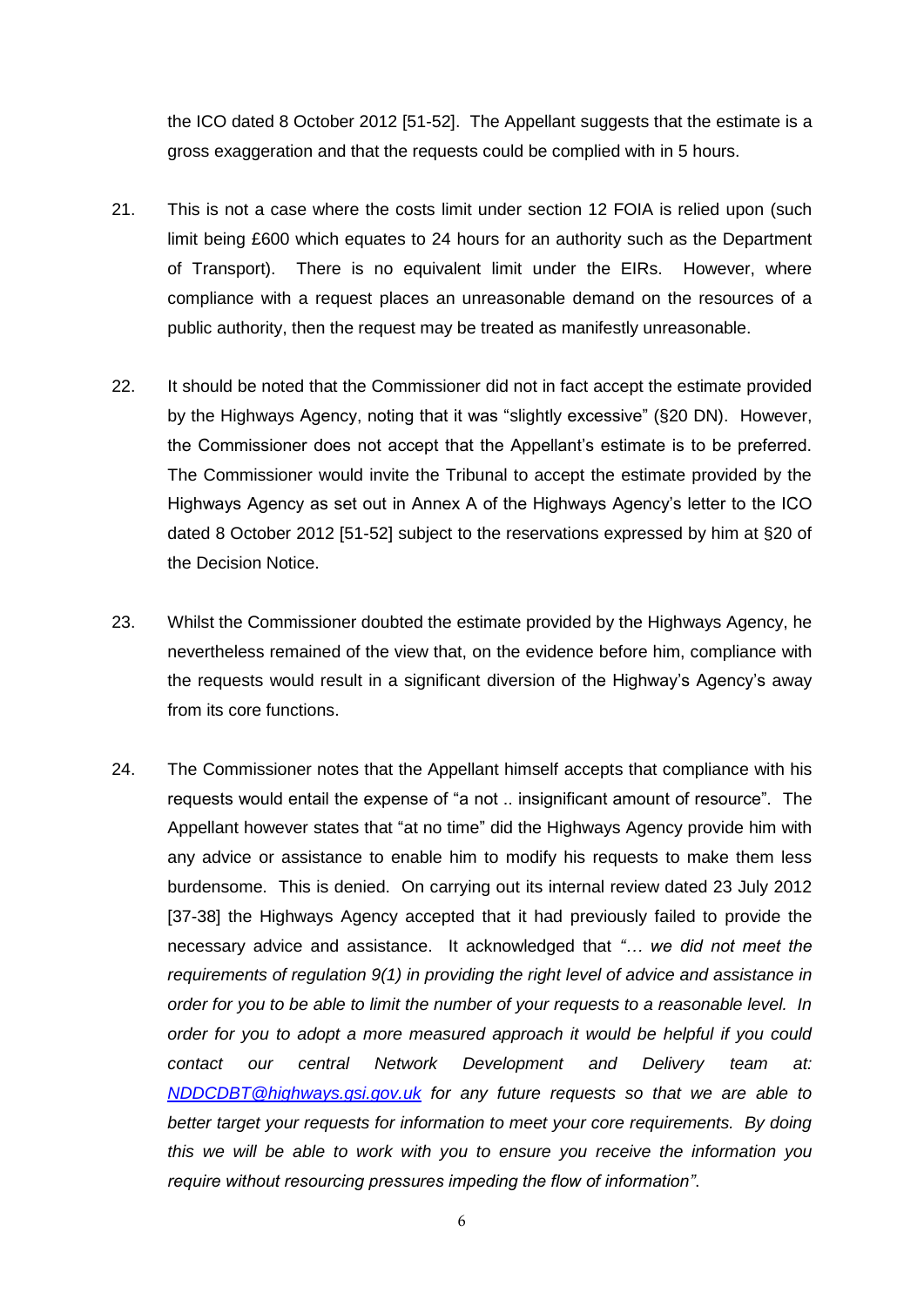the ICO dated 8 October 2012 [51-52]. The Appellant suggests that the estimate is a gross exaggeration and that the requests could be complied with in 5 hours.

21. This is not a case where the costs limit under section 12 FOIA is relied upon (such limit being £600 which equates to 24 hours for an authority such as the Department of Transport). There is no equivalent limit under the EIRs. However, where compliance with a request places an unreasonable demand on the resources of a public authority, then the request may be treated as manifestly unreasonable.

22. It should be noted that the Commissioner did not in fact accept the estimate provided by the Highways Agency, noting that it was "slightly excessive" (§20 DN). However, the Commissioner does not accept that the Appellant's estimate is to be preferred. The Commissioner would invite the Tribunal to accept the estimate provided by the Highways Agency as set out in Annex A of the Highways Agency's letter to the ICO dated 8 October 2012 [51-52] subject to the reservations expressed by him at §20 of the Decision Notice.

23. Whilst the Commissioner doubted the estimate provided by the Highways Agency, he nevertheless remained of the view that, on the evidence before him, compliance with the requests would result in a significant diversion of the Highway's Agency's away from its core functions.

24. The Commissioner notes that the Appellant himself accepts that compliance with his requests would entail the expense of "a not .. insignificant amount of resource". The Appellant however states that "at no time" did the Highways Agency provide him with any advice or assistance to enable him to modify his requests to make them less burdensome. This is denied. On carrying out its internal review dated 23 July 2012 [37-38] the Highways Agency accepted that it had previously failed to provide the necessary advice and assistance. It acknowledged that *"… we did not meet the requirements of regulation 9(1) in providing the right level of advice and assistance in order for you to be able to limit the number of your requests to a reasonable level. In order for you to adopt a more measured approach it would be helpful if you could contact our central Network Development and Delivery team at: NDDCDBT@highways.gsi.gov.uk for any future requests so that we are able to better target your requests for information to meet your core requirements. By doing this we will be able to work with you to ensure you receive the information you require without resourcing pressures impeding the flow of information"*.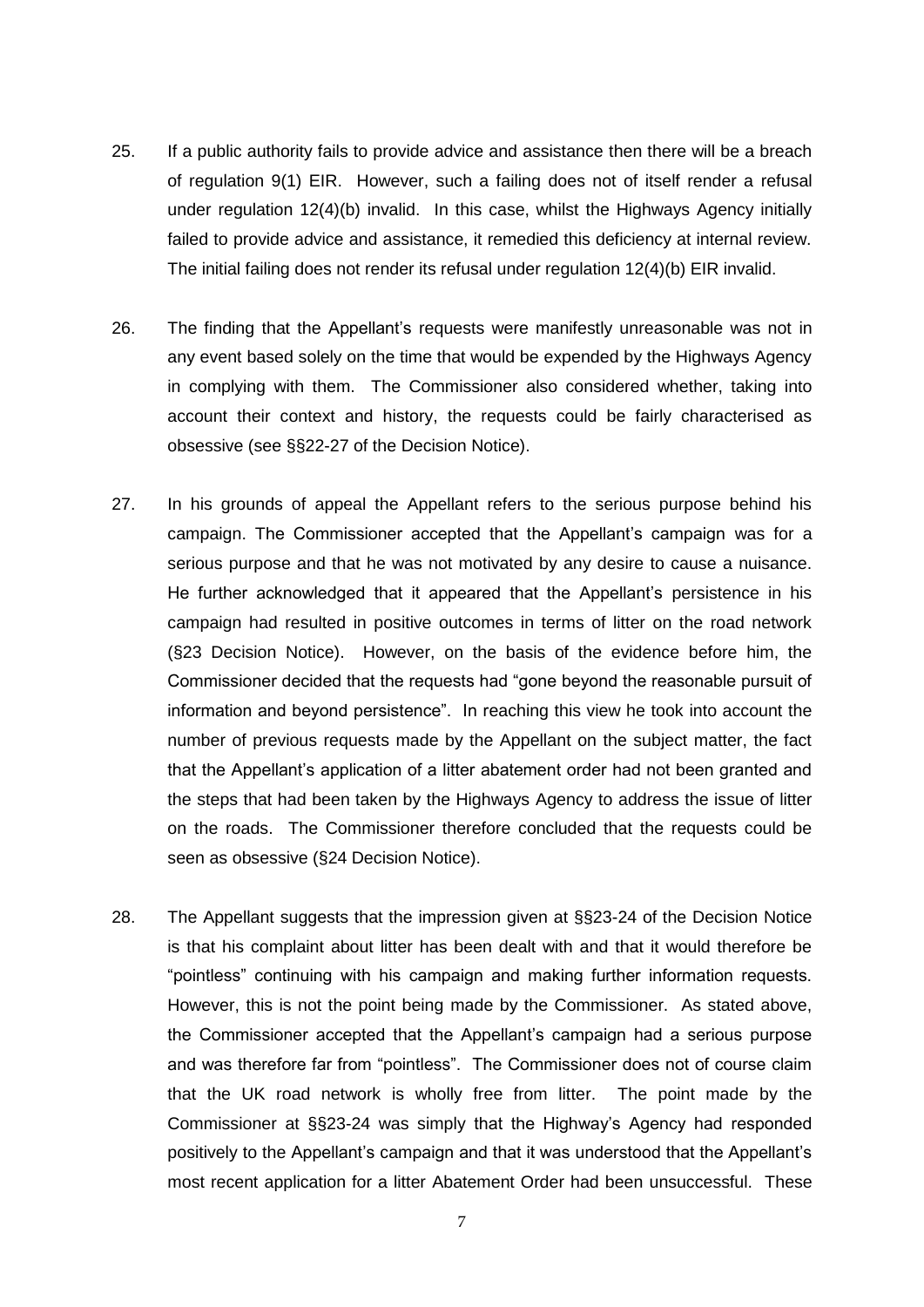25. If a public authority fails to provide advice and assistance then there will be a breach of regulation 9(1) EIR. However, such a failing does not of itself render a refusal under regulation 12(4)(b) invalid. In this case, whilst the Highways Agency initially failed to provide advice and assistance, it remedied this deficiency at internal review. The initial failing does not render its refusal under regulation 12(4)(b) EIR invalid.

26. The finding that the Appellant's requests were manifestly unreasonable was not in any event based solely on the time that would be expended by the Highways Agency in complying with them. The Commissioner also considered whether, taking into account their context and history, the requests could be fairly characterised as obsessive (see §§22-27 of the Decision Notice).

27. In his grounds of appeal the Appellant refers to the serious purpose behind his campaign. The Commissioner accepted that the Appellant's campaign was for a serious purpose and that he was not motivated by any desire to cause a nuisance. He further acknowledged that it appeared that the Appellant's persistence in his campaign had resulted in positive outcomes in terms of litter on the road network (§23 Decision Notice). However, on the basis of the evidence before him, the Commissioner decided that the requests had "gone beyond the reasonable pursuit of information and beyond persistence". In reaching this view he took into account the number of previous requests made by the Appellant on the subject matter, the fact that the Appellant's application of a litter abatement order had not been granted and the steps that had been taken by the Highways Agency to address the issue of litter on the roads. The Commissioner therefore concluded that the requests could be seen as obsessive (§24 Decision Notice).

28. The Appellant suggests that the impression given at §§23-24 of the Decision Notice is that his complaint about litter has been dealt with and that it would therefore be "pointless" continuing with his campaign and making further information requests. However, this is not the point being made by the Commissioner. As stated above, the Commissioner accepted that the Appellant's campaign had a serious purpose and was therefore far from "pointless". The Commissioner does not of course claim that the UK road network is wholly free from litter. The point made by the Commissioner at §§23-24 was simply that the Highway's Agency had responded positively to the Appellant's campaign and that it was understood that the Appellant's most recent application for a litter Abatement Order had been unsuccessful. These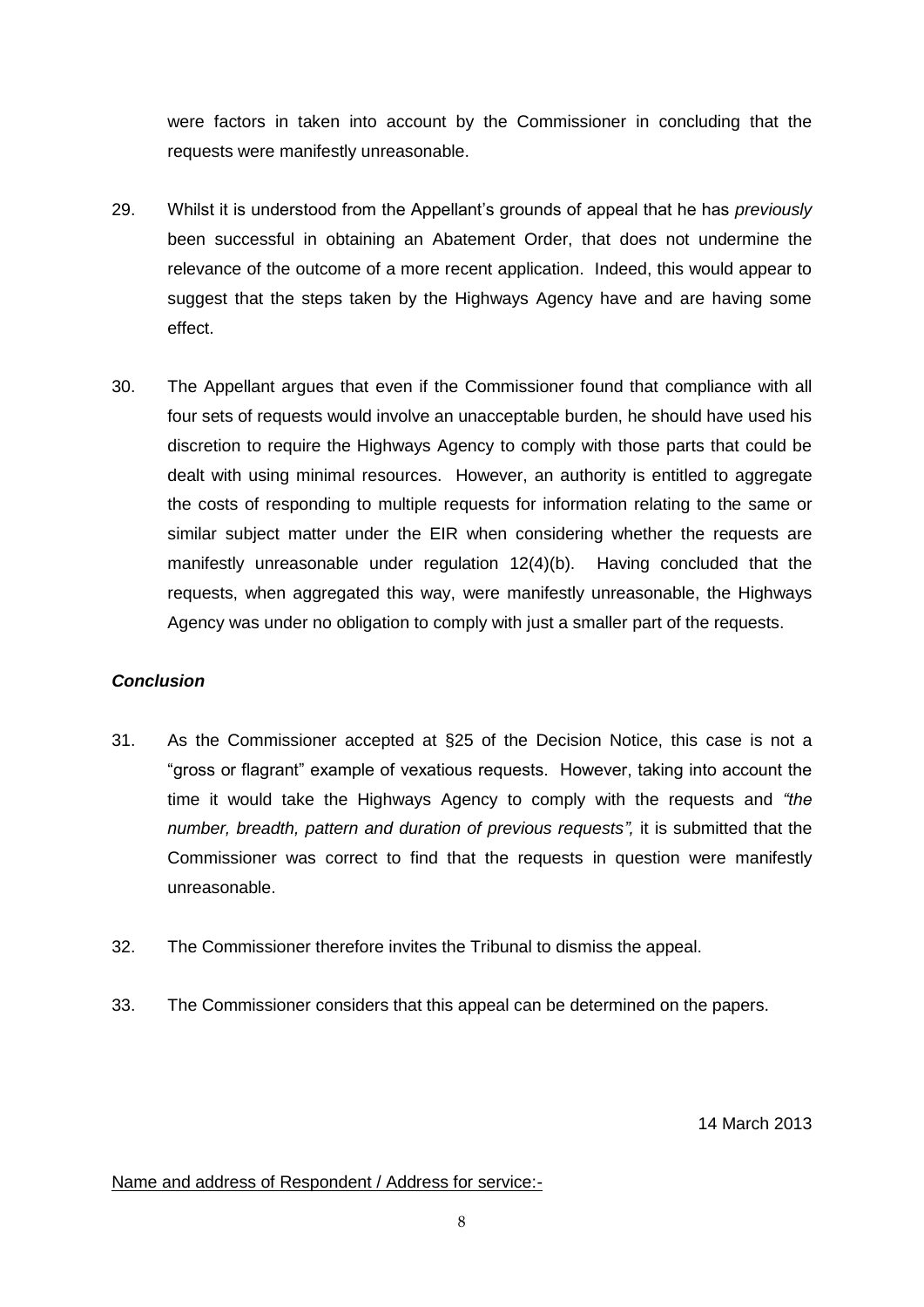were factors in taken into account by the Commissioner in concluding that the requests were manifestly unreasonable.

29. Whilst it is understood from the Appellant's grounds of appeal that he has *previously* been successful in obtaining an Abatement Order, that does not undermine the relevance of the outcome of a more recent application. Indeed, this would appear to suggest that the steps taken by the Highways Agency have and are having some effect.

30. The Appellant argues that even if the Commissioner found that compliance with all four sets of requests would involve an unacceptable burden, he should have used his discretion to require the Highways Agency to comply with those parts that could be dealt with using minimal resources. However, an authority is entitled to aggregate the costs of responding to multiple requests for information relating to the same or similar subject matter under the EIR when considering whether the requests are manifestly unreasonable under regulation 12(4)(b). Having concluded that the requests, when aggregated this way, were manifestly unreasonable, the Highways Agency was under no obligation to comply with just a smaller part of the requests.

### *Conclusion*

31. As the Commissioner accepted at §25 of the Decision Notice, this case is not a "gross or flagrant" example of vexatious requests. However, taking into account the time it would take the Highways Agency to comply with the requests and *"the number, breadth, pattern and duration of previous requests",* it is submitted that the Commissioner was correct to find that the requests in question were manifestly unreasonable.

32. The Commissioner therefore invites the Tribunal to dismiss the appeal.

33. The Commissioner considers that this appeal can be determined on the papers.

14 March 2013

<u>Name and address of Respondent / Address for service:-</u>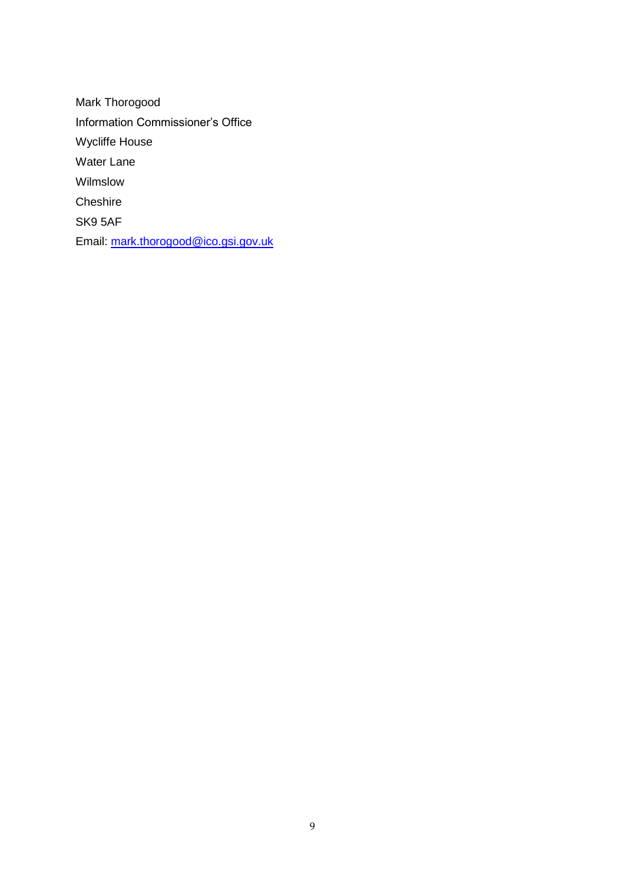Mark Thorogood

Information Commissioner's Office

Wycliffe House

Water Lane

Wilmslow

Cheshire

SK9 5AF

Email: mark.thorogood@ico.gsi.gov.uk